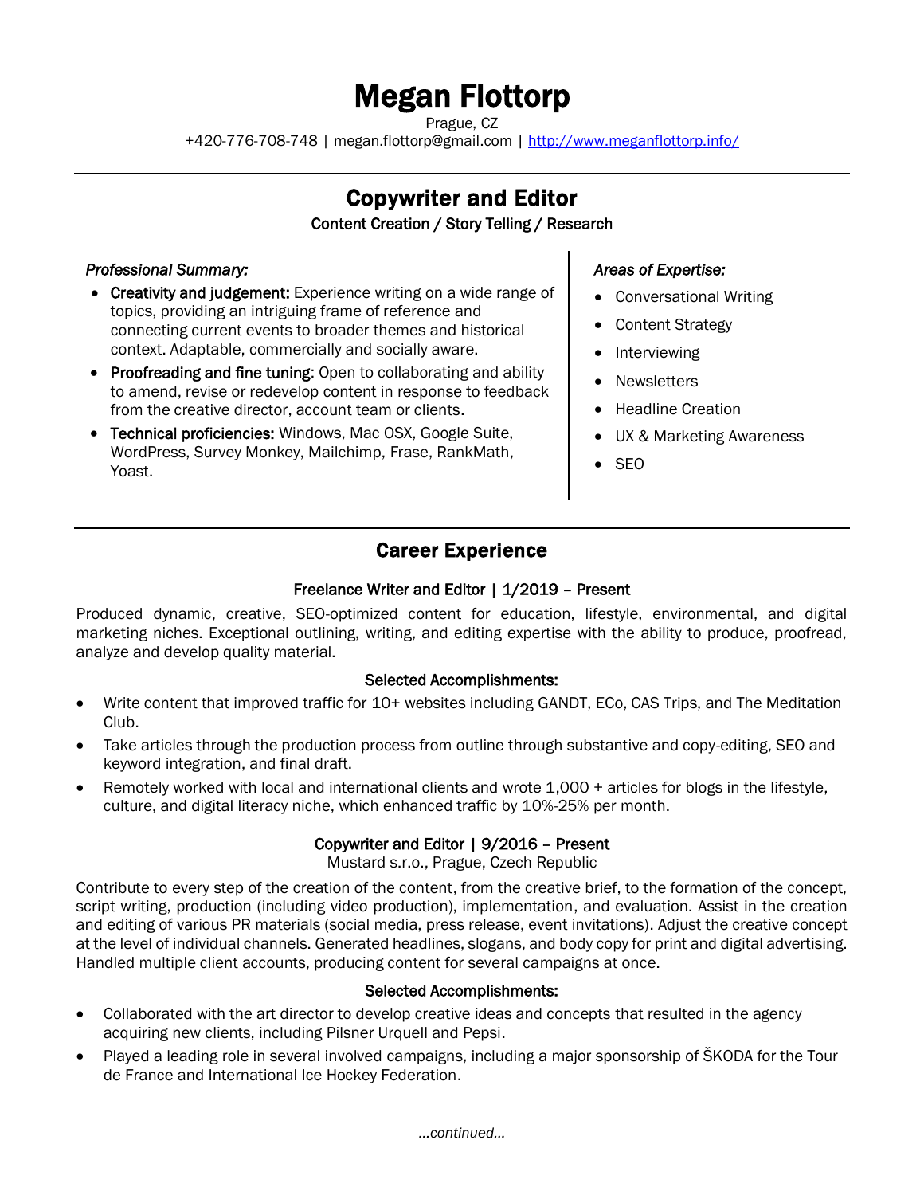# Megan Flottorp

Prague, CZ

+420-776-708-748 | megan.flottorp@gmail.com | [http://www.meganflottorp.info/](http://www.meganflottorp.info/)

---

## Copywriter and Editor

**Content Creation / Story Telling / Research**

*Professional Summary:*

- **Creativity and judgement:** Experience writing on a wide range of topics, providing an intriguing frame of reference and connecting current events to broader themes and historical context. Adaptable, commercially and socially aware.
- **Proofreading and fine tuning**: Open to collaborating and ability to amend, revise or redevelop content in response to feedback from the creative director, account team or clients.
- **Technical proficiencies:** Windows, Mac OSX, Google Suite, WordPress, Survey Monkey, Mailchimp, Frase, RankMath, Yoast.

*Areas of Expertise:*

- Conversational Writing
- Content Strategy
- Interviewing
- Newsletters
- Headline Creation
- UX & Marketing Awareness
- SEO

---

## Career Experience

### Freelance Writer and Editor | 1/2019 – Present

Produced dynamic, creative, SEO-optimized content for education, lifestyle, environmental, and digital marketing niches. Exceptional outlining, writing, and editing expertise with the ability to produce, proofread, analyze and develop quality material.

**Selected Accomplishments:**

- Write content that improved traffic for 10+ websites including GANDT, ECo, CAS Trips, and The Meditation Club.
- Take articles through the production process from outline through substantive and copy-editing, SEO and keyword integration, and final draft.
- Remotely worked with local and international clients and wrote 1,000 + articles for blogs in the lifestyle, culture, and digital literacy niche, which enhanced traffic by 10%-25% per month.

### Copywriter and Editor | 9/2016 – Present

Mustard s.r.o., Prague, Czech Republic

Contribute to every step of the creation of the content, from the creative brief, to the formation of the concept, script writing, production (including video production), implementation, and evaluation. Assist in the creation and editing of various PR materials (social media, press release, event invitations). Adjust the creative concept at the level of individual channels. Generated headlines, slogans, and body copy for print and digital advertising. Handled multiple client accounts, producing content for several campaigns at once.

**Selected Accomplishments:**

- Collaborated with the art director to develop creative ideas and concepts that resulted in the agency acquiring new clients, including Pilsner Urquell and Pepsi.
- Played a leading role in several involved campaigns, including a major sponsorship of ŠKODA for the Tour de France and International Ice Hockey Federation.

*...continued...*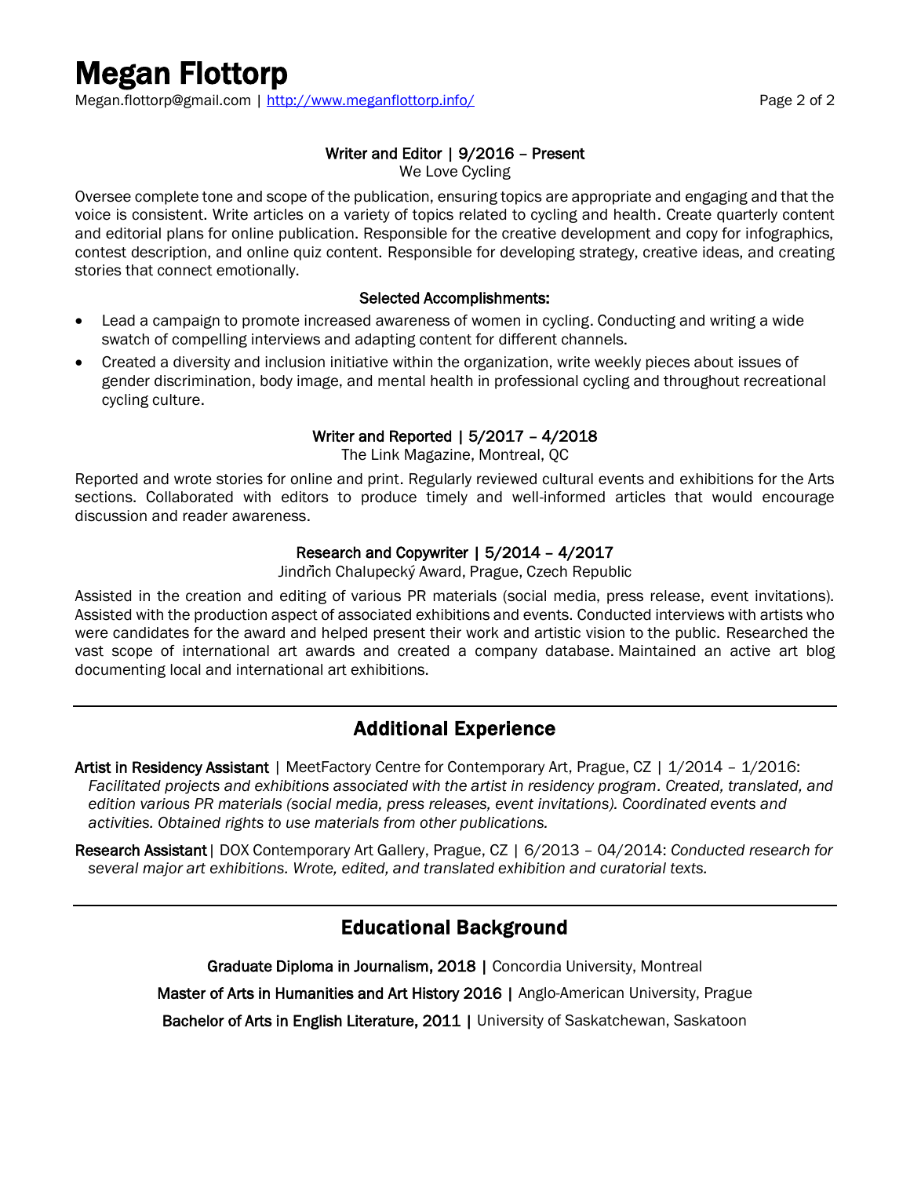### Writer and Editor | 9/2016 – Present

We Love Cycling

Oversee complete tone and scope of the publication, ensuring topics are appropriate and engaging and that the voice is consistent. Write articles on a variety of topics related to cycling and health. Create quarterly content and editorial plans for online publication. Responsible for the creative development and copy for infographics, contest description, and online quiz content. Responsible for developing strategy, creative ideas, and creating stories that connect emotionally.

**Selected Accomplishments:**

- Lead a campaign to promote increased awareness of women in cycling. Conducting and writing a wide swatch of compelling interviews and adapting content for different channels.
- Created a diversity and inclusion initiative within the organization, write weekly pieces about issues of gender discrimination, body image, and mental health in professional cycling and throughout recreational cycling culture.

### Writer and Reported | 5/2017 – 4/2018

The Link Magazine, Montreal, QC

Reported and wrote stories for online and print. Regularly reviewed cultural events and exhibitions for the Arts sections. Collaborated with editors to produce timely and well-informed articles that would encourage discussion and reader awareness.

### Research and Copywriter | 5/2014 – 4/2017

Jindřich Chalupecký Award, Prague, Czech Republic

Assisted in the creation and editing of various PR materials (social media, press release, event invitations). Assisted with the production aspect of associated exhibitions and events. Conducted interviews with artists who were candidates for the award and helped present their work and artistic vision to the public. Researched the vast scope of international art awards and created a company database. Maintained an active art blog documenting local and international art exhibitions.

---

## Additional Experience

**Artist in Residency Assistant** | MeetFactory Centre for Contemporary Art, Prague, CZ | 1/2014 – 1/2016: *Facilitated projects and exhibitions associated with the artist in residency program. Created, translated, and edition various PR materials (social media, press releases, event invitations). Coordinated events and activities. Obtained rights to use materials from other publications.*

**Research Assistant** | DOX Contemporary Art Gallery, Prague, CZ | 6/2013 – 04/2014: *Conducted research for several major art exhibitions. Wrote, edited, and translated exhibition and curatorial texts.*

---

## Educational Background

**Graduate Diploma in Journalism, 2018 |** Concordia University, Montreal

**Master of Arts in Humanities and Art History 2016 |** Anglo-American University, Prague

**Bachelor of Arts in English Literature, 2011 |** University of Saskatchewan, Saskatoon